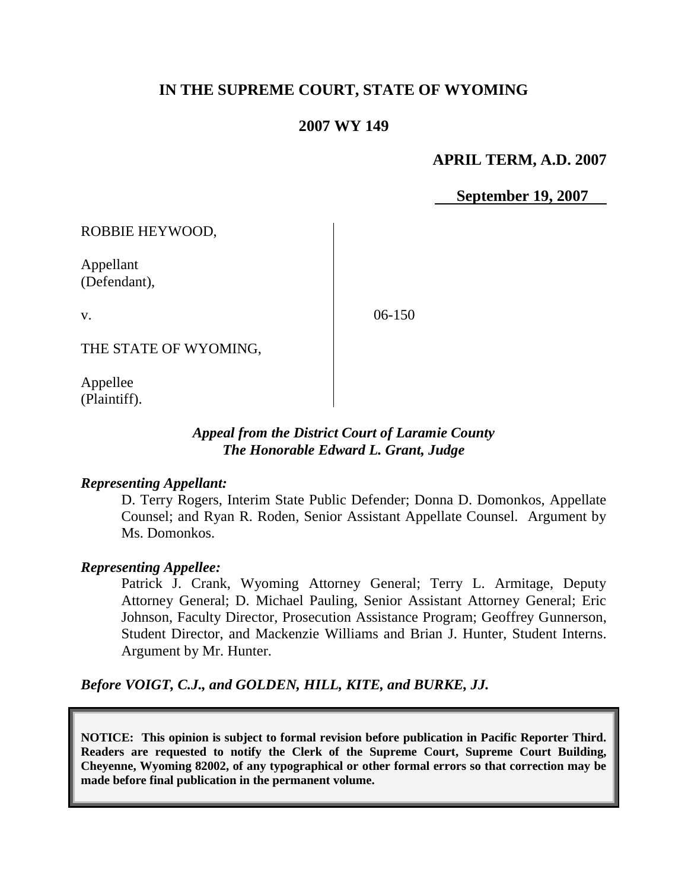# IN THE SUPREME COURT, STATE OF WYOMING

## 2007 WY 149

**APRIL TERM, A.D. 2007**

**September 19, 2007**

ROBBIE HEYWOOD,

Appellant
(Defendant),

v.

THE STATE OF WYOMING,

Appellee
(Plaintiff).

06-150

***Appeal from the District Court of Laramie County***
***The Honorable Edward L. Grant, Judge***

***Representing Appellant:***

D. Terry Rogers, Interim State Public Defender; Donna D. Domonkos, Appellate Counsel; and Ryan R. Roden, Senior Assistant Appellate Counsel. Argument by Ms. Domonkos.

***Representing Appellee:***

Patrick J. Crank, Wyoming Attorney General; Terry L. Armitage, Deputy Attorney General; D. Michael Pauling, Senior Assistant Attorney General; Eric Johnson, Faculty Director, Prosecution Assistance Program; Geoffrey Gunnerson, Student Director, and Mackenzie Williams and Brian J. Hunter, Student Interns. Argument by Mr. Hunter.

***Before VOIGT, C.J., and GOLDEN, HILL, KITE, and BURKE, JJ.***

**NOTICE: This opinion is subject to formal revision before publication in Pacific Reporter Third. Readers are requested to notify the Clerk of the Supreme Court, Supreme Court Building, Cheyenne, Wyoming 82002, of any typographical or other formal errors so that correction may be made before final publication in the permanent volume.**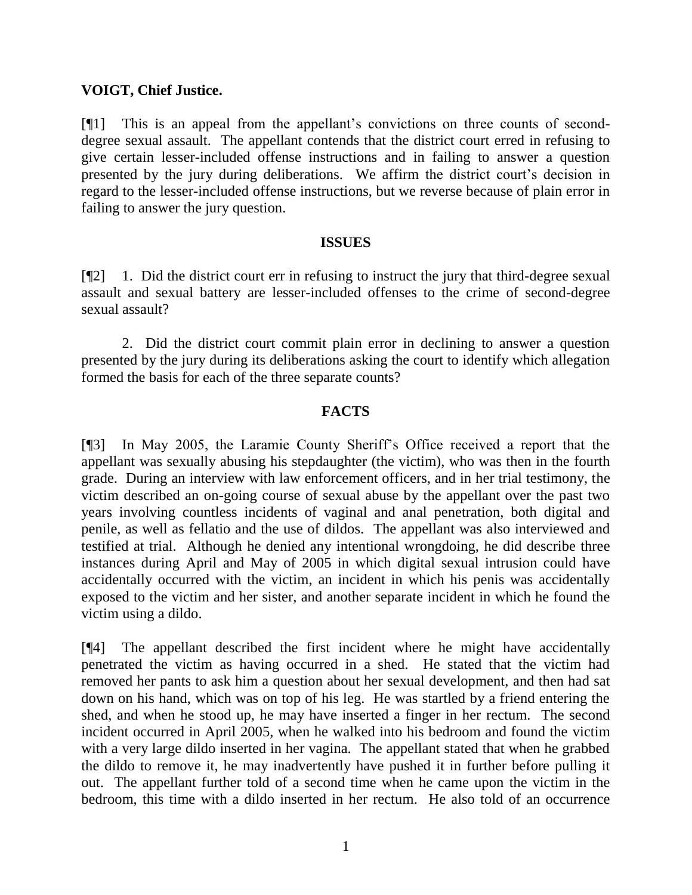**VOIGT, Chief Justice.**

[¶1] This is an appeal from the appellant's convictions on three counts of second-degree sexual assault. The appellant contends that the district court erred in refusing to give certain lesser-included offense instructions and in failing to answer a question presented by the jury during deliberations. We affirm the district court's decision in regard to the lesser-included offense instructions, but we reverse because of plain error in failing to answer the jury question.

## ISSUES

[¶2] 1. Did the district court err in refusing to instruct the jury that third-degree sexual assault and sexual battery are lesser-included offenses to the crime of second-degree sexual assault?

2. Did the district court commit plain error in declining to answer a question presented by the jury during its deliberations asking the court to identify which allegation formed the basis for each of the three separate counts?

## FACTS

[¶3] In May 2005, the Laramie County Sheriff's Office received a report that the appellant was sexually abusing his stepdaughter (the victim), who was then in the fourth grade. During an interview with law enforcement officers, and in her trial testimony, the victim described an on-going course of sexual abuse by the appellant over the past two years involving countless incidents of vaginal and anal penetration, both digital and penile, as well as fellatio and the use of dildos. The appellant was also interviewed and testified at trial. Although he denied any intentional wrongdoing, he did describe three instances during April and May of 2005 in which digital sexual intrusion could have accidentally occurred with the victim, an incident in which his penis was accidentally exposed to the victim and her sister, and another separate incident in which he found the victim using a dildo.

[¶4] The appellant described the first incident where he might have accidentally penetrated the victim as having occurred in a shed. He stated that the victim had removed her pants to ask him a question about her sexual development, and then had sat down on his hand, which was on top of his leg. He was startled by a friend entering the shed, and when he stood up, he may have inserted a finger in her rectum. The second incident occurred in April 2005, when he walked into his bedroom and found the victim with a very large dildo inserted in her vagina. The appellant stated that when he grabbed the dildo to remove it, he may inadvertently have pushed it in further before pulling it out. The appellant further told of a second time when he came upon the victim in the bedroom, this time with a dildo inserted in her rectum. He also told of an occurrence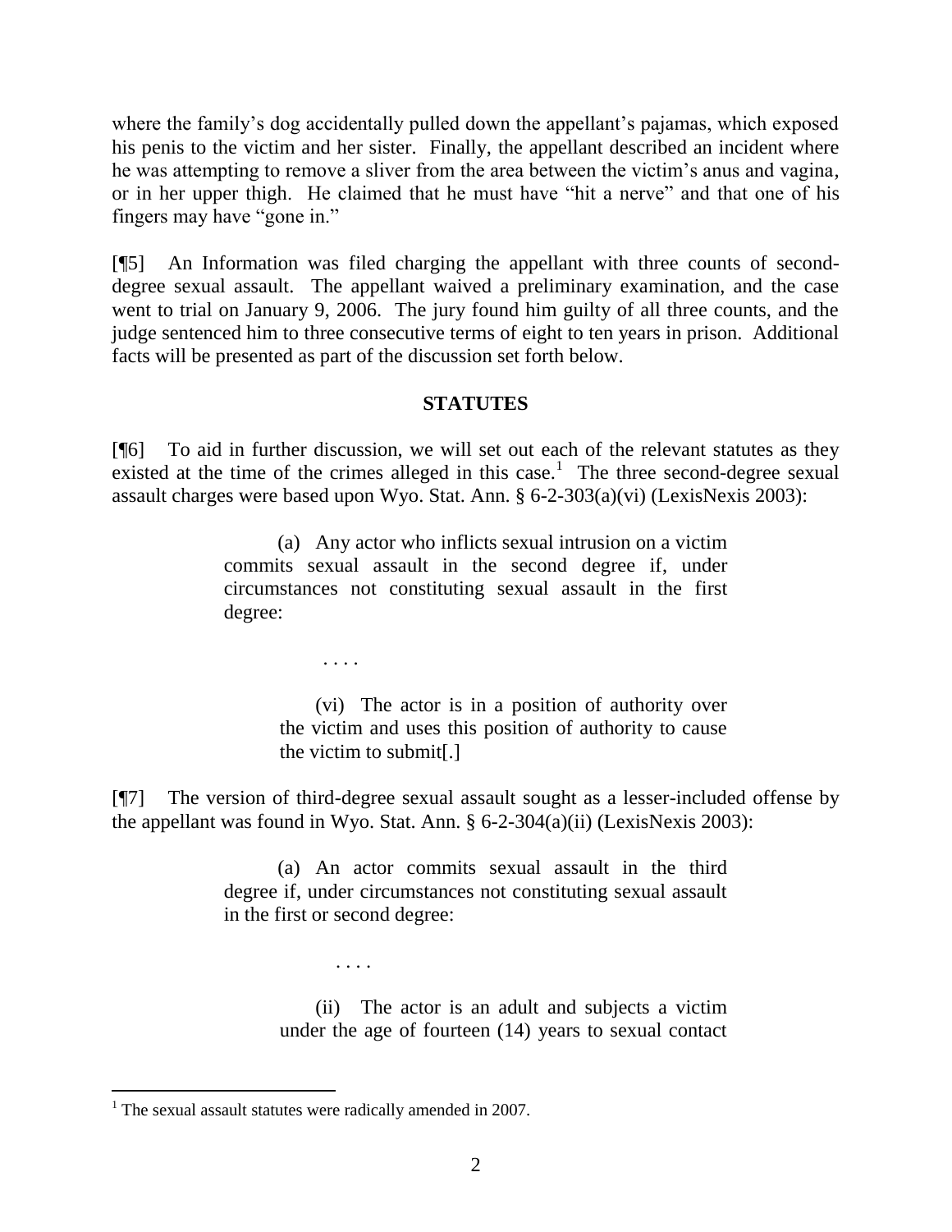where the family's dog accidentally pulled down the appellant's pajamas, which exposed his penis to the victim and her sister. Finally, the appellant described an incident where he was attempting to remove a sliver from the area between the victim's anus and vagina, or in her upper thigh. He claimed that he must have "hit a nerve" and that one of his fingers may have "gone in."

[¶5] An Information was filed charging the appellant with three counts of second-degree sexual assault. The appellant waived a preliminary examination, and the case went to trial on January 9, 2006. The jury found him guilty of all three counts, and the judge sentenced him to three consecutive terms of eight to ten years in prison. Additional facts will be presented as part of the discussion set forth below.

## STATUTES

[¶6] To aid in further discussion, we will set out each of the relevant statutes as they existed at the time of the crimes alleged in this case.[1] The three second-degree sexual assault charges were based upon Wyo. Stat. Ann. § 6-2-303(a)(vi) (LexisNexis 2003):

> (a) Any actor who inflicts sexual intrusion on a victim commits sexual assault in the second degree if, under circumstances not constituting sexual assault in the first degree:
>
> . . . .
>
> (vi) The actor is in a position of authority over the victim and uses this position of authority to cause the victim to submit[.]

[¶7] The version of third-degree sexual assault sought as a lesser-included offense by the appellant was found in Wyo. Stat. Ann. § 6-2-304(a)(ii) (LexisNexis 2003):

> (a) An actor commits sexual assault in the third degree if, under circumstances not constituting sexual assault in the first or second degree:
>
> . . . .
>
> (ii) The actor is an adult and subjects a victim under the age of fourteen (14) years to sexual contact

---

[1] The sexual assault statutes were radically amended in 2007.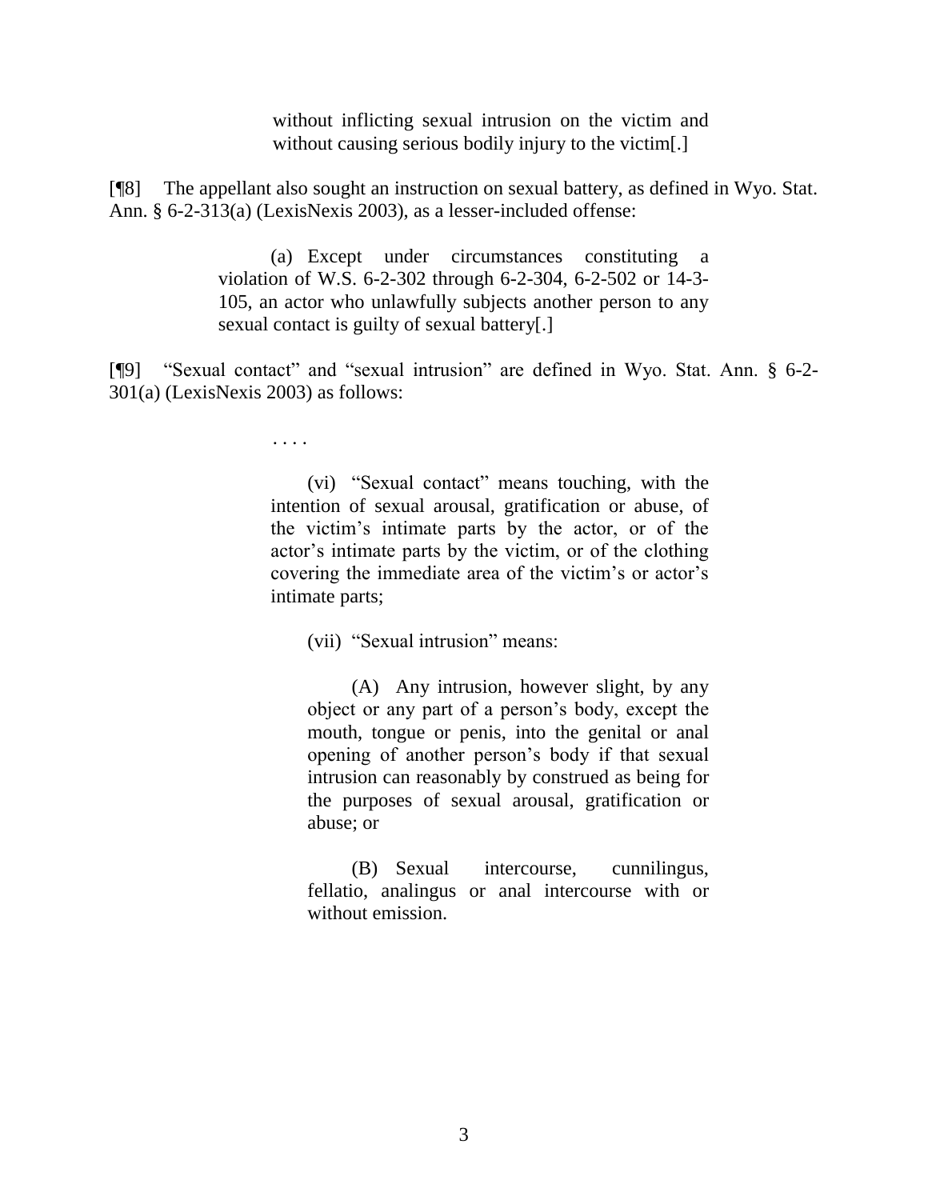> without inflicting sexual intrusion on the victim and without causing serious bodily injury to the victim[.]

[¶8] The appellant also sought an instruction on sexual battery, as defined in Wyo. Stat. Ann. § 6-2-313(a) (LexisNexis 2003), as a lesser-included offense:

> (a) Except under circumstances constituting a violation of W.S. 6-2-302 through 6-2-304, 6-2-502 or 14-3-105, an actor who unlawfully subjects another person to any sexual contact is guilty of sexual battery[.]

[¶9] "Sexual contact" and "sexual intrusion" are defined in Wyo. Stat. Ann. § 6-2-301(a) (LexisNexis 2003) as follows:

> . . . .
>
> (vi) "Sexual contact" means touching, with the intention of sexual arousal, gratification or abuse, of the victim's intimate parts by the actor, or of the actor's intimate parts by the victim, or of the clothing covering the immediate area of the victim's or actor's intimate parts;
>
> (vii) "Sexual intrusion" means:
>
> (A) Any intrusion, however slight, by any object or any part of a person's body, except the mouth, tongue or penis, into the genital or anal opening of another person's body if that sexual intrusion can reasonably by construed as being for the purposes of sexual arousal, gratification or abuse; or
>
> (B) Sexual intercourse, cunnilingus, fellatio, analingus or anal intercourse with or without emission.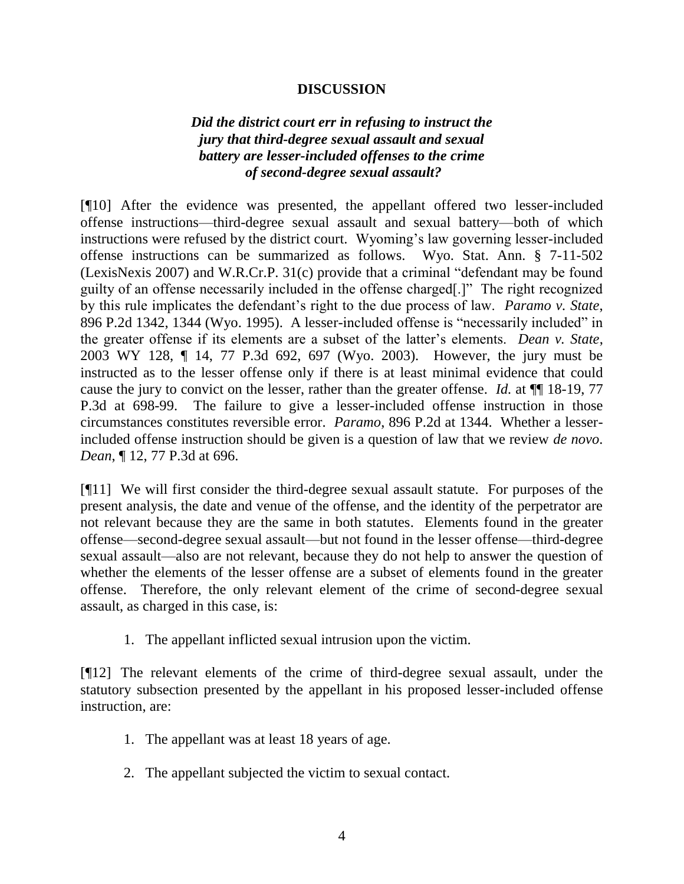## DISCUSSION

### *Did the district court err in refusing to instruct the jury that third-degree sexual assault and sexual battery are lesser-included offenses to the crime of second-degree sexual assault?*

[¶10] After the evidence was presented, the appellant offered two lesser-included offense instructions—third-degree sexual assault and sexual battery—both of which instructions were refused by the district court. Wyoming's law governing lesser-included offense instructions can be summarized as follows. Wyo. Stat. Ann. § 7-11-502 (LexisNexis 2007) and W.R.Cr.P. 31(c) provide that a criminal "defendant may be found guilty of an offense necessarily included in the offense charged[.]" The right recognized by this rule implicates the defendant's right to the due process of law. *Paramo v. State*, 896 P.2d 1342, 1344 (Wyo. 1995). A lesser-included offense is "necessarily included" in the greater offense if its elements are a subset of the latter's elements. *Dean v. State*, 2003 WY 128, ¶ 14, 77 P.3d 692, 697 (Wyo. 2003). However, the jury must be instructed as to the lesser offense only if there is at least minimal evidence that could cause the jury to convict on the lesser, rather than the greater offense. *Id.* at ¶¶ 18-19, 77 P.3d at 698-99. The failure to give a lesser-included offense instruction in those circumstances constitutes reversible error. *Paramo*, 896 P.2d at 1344. Whether a lesser-included offense instruction should be given is a question of law that we review *de novo*. *Dean*, ¶ 12, 77 P.3d at 696.

[¶11] We will first consider the third-degree sexual assault statute. For purposes of the present analysis, the date and venue of the offense, and the identity of the perpetrator are not relevant because they are the same in both statutes. Elements found in the greater offense—second-degree sexual assault—but not found in the lesser offense—third-degree sexual assault—also are not relevant, because they do not help to answer the question of whether the elements of the lesser offense are a subset of elements found in the greater offense. Therefore, the only relevant element of the crime of second-degree sexual assault, as charged in this case, is:

1. The appellant inflicted sexual intrusion upon the victim.

[¶12] The relevant elements of the crime of third-degree sexual assault, under the statutory subsection presented by the appellant in his proposed lesser-included offense instruction, are:

1. The appellant was at least 18 years of age.
2. The appellant subjected the victim to sexual contact.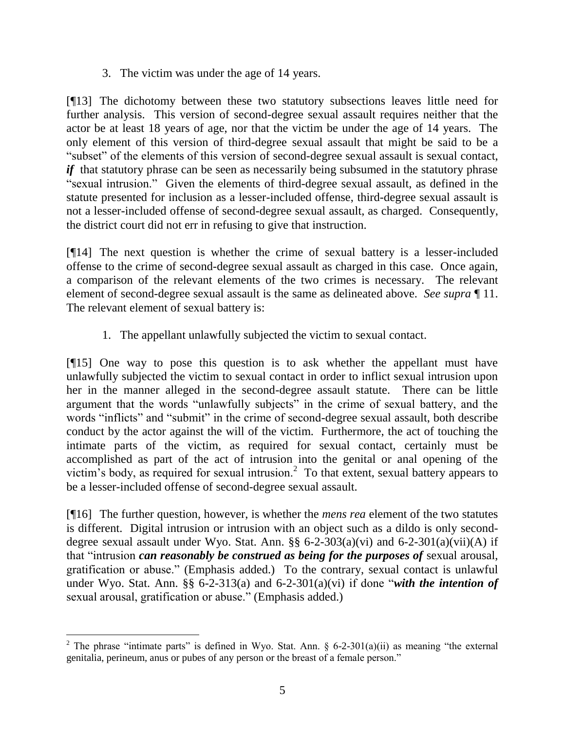3. The victim was under the age of 14 years.

[¶13] The dichotomy between these two statutory subsections leaves little need for further analysis. This version of second-degree sexual assault requires neither that the actor be at least 18 years of age, nor that the victim be under the age of 14 years. The only element of this version of third-degree sexual assault that might be said to be a "subset" of the elements of this version of second-degree sexual assault is sexual contact, ***if*** that statutory phrase can be seen as necessarily being subsumed in the statutory phrase "sexual intrusion." Given the elements of third-degree sexual assault, as defined in the statute presented for inclusion as a lesser-included offense, third-degree sexual assault is not a lesser-included offense of second-degree sexual assault, as charged. Consequently, the district court did not err in refusing to give that instruction.

[¶14] The next question is whether the crime of sexual battery is a lesser-included offense to the crime of second-degree sexual assault as charged in this case. Once again, a comparison of the relevant elements of the two crimes is necessary. The relevant element of second-degree sexual assault is the same as delineated above. *See supra* ¶ 11. The relevant element of sexual battery is:

1. The appellant unlawfully subjected the victim to sexual contact.

[¶15] One way to pose this question is to ask whether the appellant must have unlawfully subjected the victim to sexual contact in order to inflict sexual intrusion upon her in the manner alleged in the second-degree assault statute. There can be little argument that the words "unlawfully subjects" in the crime of sexual battery, and the words "inflicts" and "submit" in the crime of second-degree sexual assault, both describe conduct by the actor against the will of the victim. Furthermore, the act of touching the intimate parts of the victim, as required for sexual contact, certainly must be accomplished as part of the act of intrusion into the genital or anal opening of the victim's body, as required for sexual intrusion.[2] To that extent, sexual battery appears to be a lesser-included offense of second-degree sexual assault.

[¶16] The further question, however, is whether the *mens rea* element of the two statutes is different. Digital intrusion or intrusion with an object such as a dildo is only second-degree sexual assault under Wyo. Stat. Ann. §§ 6-2-303(a)(vi) and 6-2-301(a)(vii)(A) if that "intrusion ***can reasonably be construed as being for the purposes of*** sexual arousal, gratification or abuse." (Emphasis added.) To the contrary, sexual contact is unlawful under Wyo. Stat. Ann. §§ 6-2-313(a) and 6-2-301(a)(vi) if done "***with the intention of*** sexual arousal, gratification or abuse." (Emphasis added.)

---

[2] The phrase "intimate parts" is defined in Wyo. Stat. Ann. § 6-2-301(a)(ii) as meaning "the external genitalia, perineum, anus or pubes of any person or the breast of a female person."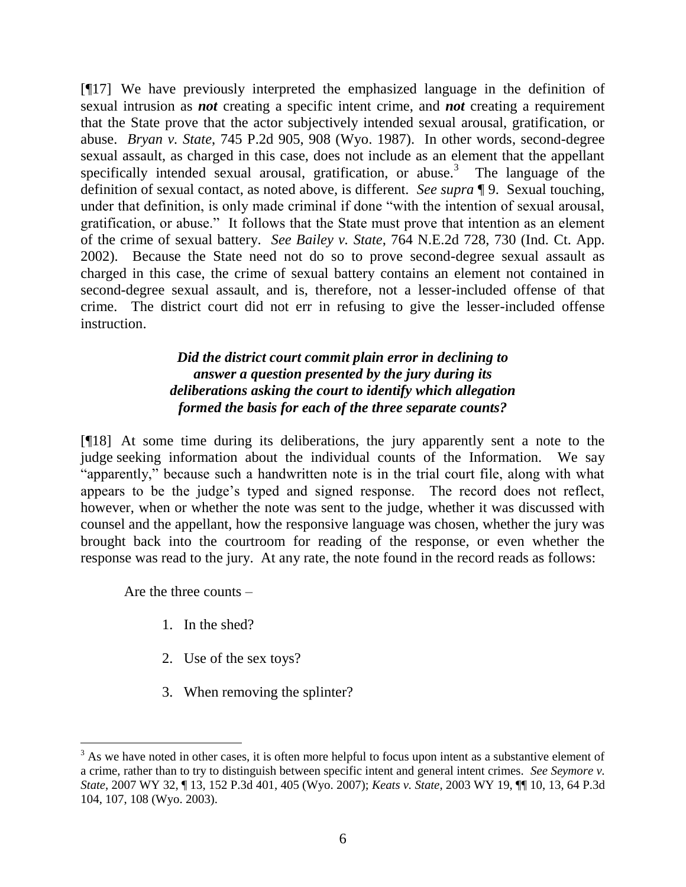[¶17] We have previously interpreted the emphasized language in the definition of sexual intrusion as ***not*** creating a specific intent crime, and ***not*** creating a requirement that the State prove that the actor subjectively intended sexual arousal, gratification, or abuse. *Bryan v. State*, 745 P.2d 905, 908 (Wyo. 1987). In other words, second-degree sexual assault, as charged in this case, does not include as an element that the appellant specifically intended sexual arousal, gratification, or abuse.[3] The language of the definition of sexual contact, as noted above, is different. *See supra* ¶ 9. Sexual touching, under that definition, is only made criminal if done "with the intention of sexual arousal, gratification, or abuse." It follows that the State must prove that intention as an element of the crime of sexual battery. *See Bailey v. State*, 764 N.E.2d 728, 730 (Ind. Ct. App. 2002). Because the State need not do so to prove second-degree sexual assault as charged in this case, the crime of sexual battery contains an element not contained in second-degree sexual assault, and is, therefore, not a lesser-included offense of that crime. The district court did not err in refusing to give the lesser-included offense instruction.

***Did the district court commit plain error in declining to answer a question presented by the jury during its deliberations asking the court to identify which allegation formed the basis for each of the three separate counts?***

[¶18] At some time during its deliberations, the jury apparently sent a note to the judge seeking information about the individual counts of the Information. We say "apparently," because such a handwritten note is in the trial court file, along with what appears to be the judge's typed and signed response. The record does not reflect, however, when or whether the note was sent to the judge, whether it was discussed with counsel and the appellant, how the responsive language was chosen, whether the jury was brought back into the courtroom for reading of the response, or even whether the response was read to the jury. At any rate, the note found in the record reads as follows:

> Are the three counts –
>
> 1. In the shed?
> 2. Use of the sex toys?
> 3. When removing the splinter?

[3] As we have noted in other cases, it is often more helpful to focus upon intent as a substantive element of a crime, rather than to try to distinguish between specific intent and general intent crimes. *See Seymore v. State*, 2007 WY 32, ¶ 13, 152 P.3d 401, 405 (Wyo. 2007); *Keats v. State*, 2003 WY 19, ¶¶ 10, 13, 64 P.3d 104, 107, 108 (Wyo. 2003).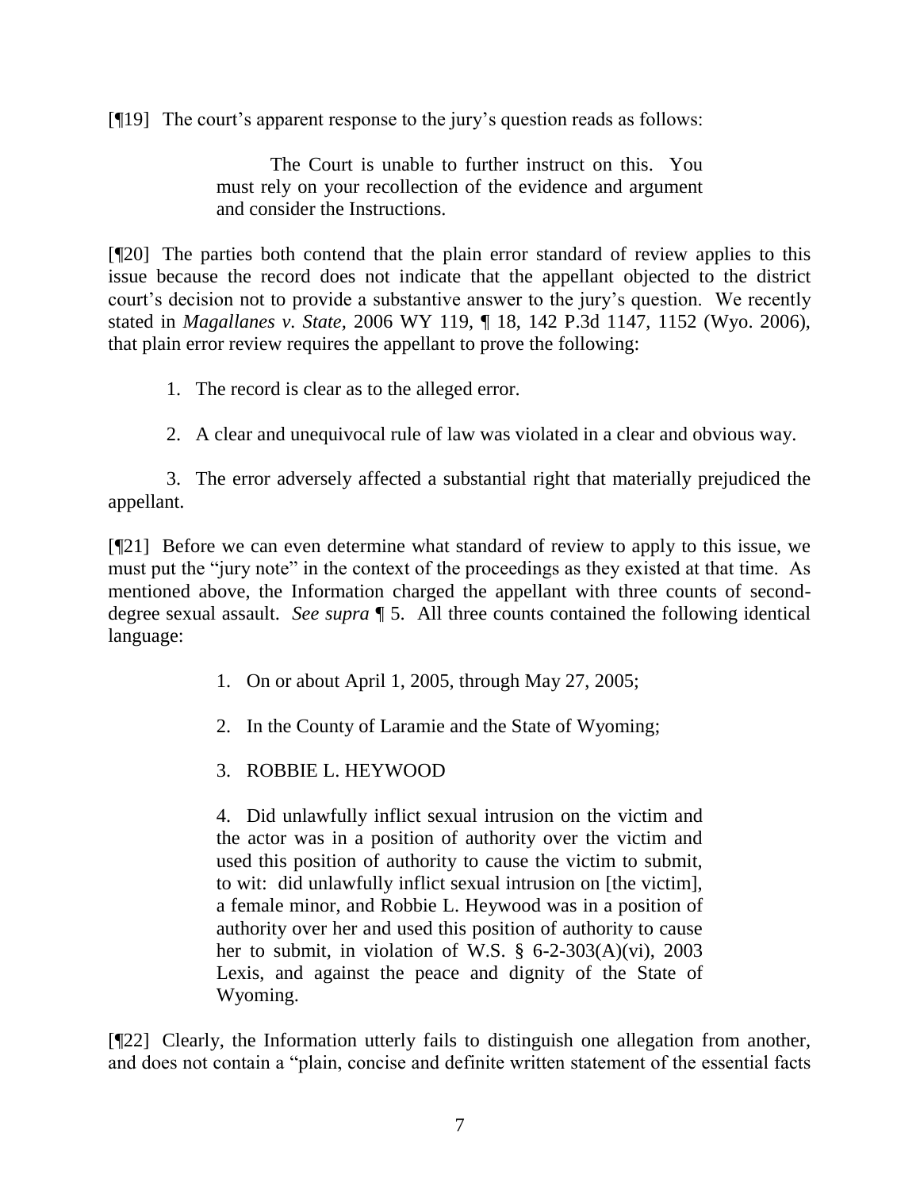[¶19] The court's apparent response to the jury's question reads as follows:

> The Court is unable to further instruct on this. You must rely on your recollection of the evidence and argument and consider the Instructions.

[¶20] The parties both contend that the plain error standard of review applies to this issue because the record does not indicate that the appellant objected to the district court's decision not to provide a substantive answer to the jury's question. We recently stated in *Magallanes v. State*, 2006 WY 119, ¶ 18, 142 P.3d 1147, 1152 (Wyo. 2006), that plain error review requires the appellant to prove the following:

1. The record is clear as to the alleged error.
2. A clear and unequivocal rule of law was violated in a clear and obvious way.
3. The error adversely affected a substantial right that materially prejudiced the appellant.

[¶21] Before we can even determine what standard of review to apply to this issue, we must put the "jury note" in the context of the proceedings as they existed at that time. As mentioned above, the Information charged the appellant with three counts of second-degree sexual assault. *See supra* ¶ 5. All three counts contained the following identical language:

> 1. On or about April 1, 2005, through May 27, 2005;
>
> 2. In the County of Laramie and the State of Wyoming;
>
> 3. ROBBIE L. HEYWOOD
>
> 4. Did unlawfully inflict sexual intrusion on the victim and the actor was in a position of authority over the victim and used this position of authority to cause the victim to submit, to wit: did unlawfully inflict sexual intrusion on [the victim], a female minor, and Robbie L. Heywood was in a position of authority over her and used this position of authority to cause her to submit, in violation of W.S. § 6-2-303(A)(vi), 2003 Lexis, and against the peace and dignity of the State of Wyoming.

[¶22] Clearly, the Information utterly fails to distinguish one allegation from another, and does not contain a "plain, concise and definite written statement of the essential facts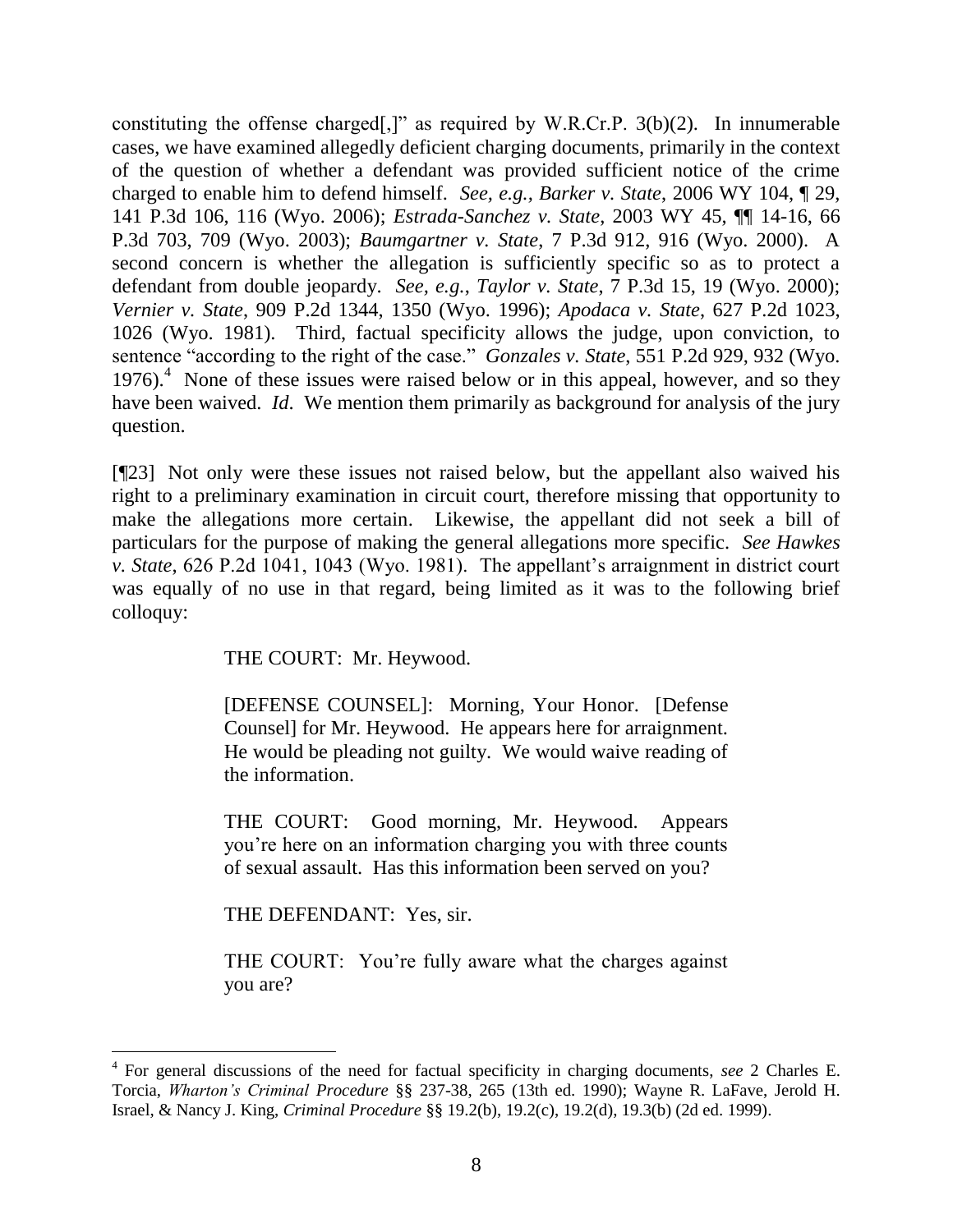constituting the offense charged[,]" as required by W.R.Cr.P. 3(b)(2). In innumerable cases, we have examined allegedly deficient charging documents, primarily in the context of the question of whether a defendant was provided sufficient notice of the crime charged to enable him to defend himself. *See, e.g.*, *Barker v. State*, 2006 WY 104, ¶ 29, 141 P.3d 106, 116 (Wyo. 2006); *Estrada-Sanchez v. State*, 2003 WY 45, ¶¶ 14-16, 66 P.3d 703, 709 (Wyo. 2003); *Baumgartner v. State*, 7 P.3d 912, 916 (Wyo. 2000). A second concern is whether the allegation is sufficiently specific so as to protect a defendant from double jeopardy. *See, e.g.*, *Taylor v. State*, 7 P.3d 15, 19 (Wyo. 2000); *Vernier v. State*, 909 P.2d 1344, 1350 (Wyo. 1996); *Apodaca v. State*, 627 P.2d 1023, 1026 (Wyo. 1981). Third, factual specificity allows the judge, upon conviction, to sentence "according to the right of the case." *Gonzales v. State*, 551 P.2d 929, 932 (Wyo. 1976).[4] None of these issues were raised below or in this appeal, however, and so they have been waived. *Id.* We mention them primarily as background for analysis of the jury question.

[¶23] Not only were these issues not raised below, but the appellant also waived his right to a preliminary examination in circuit court, therefore missing that opportunity to make the allegations more certain. Likewise, the appellant did not seek a bill of particulars for the purpose of making the general allegations more specific. *See Hawkes v. State*, 626 P.2d 1041, 1043 (Wyo. 1981). The appellant's arraignment in district court was equally of no use in that regard, being limited as it was to the following brief colloquy:

> THE COURT: Mr. Heywood.
>
> [DEFENSE COUNSEL]: Morning, Your Honor. [Defense Counsel] for Mr. Heywood. He appears here for arraignment. He would be pleading not guilty. We would waive reading of the information.
>
> THE COURT: Good morning, Mr. Heywood. Appears you're here on an information charging you with three counts of sexual assault. Has this information been served on you?
>
> THE DEFENDANT: Yes, sir.
>
> THE COURT: You're fully aware what the charges against you are?

---

[4] For general discussions of the need for factual specificity in charging documents, *see* 2 Charles E. Torcia, *Wharton's Criminal Procedure* §§ 237-38, 265 (13th ed. 1990); Wayne R. LaFave, Jerold H. Israel, & Nancy J. King, *Criminal Procedure* §§ 19.2(b), 19.2(c), 19.2(d), 19.3(b) (2d ed. 1999).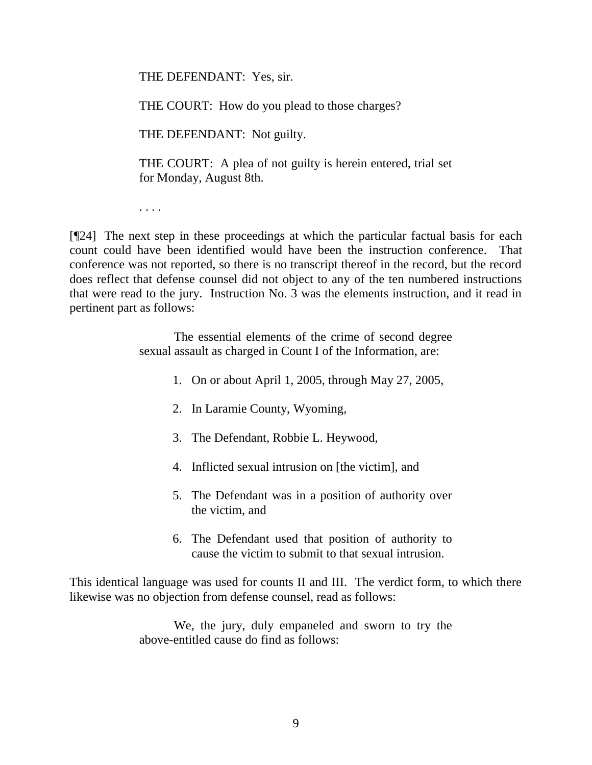> THE DEFENDANT: Yes, sir.
>
> THE COURT: How do you plead to those charges?
>
> THE DEFENDANT: Not guilty.
>
> THE COURT: A plea of not guilty is herein entered, trial set for Monday, August 8th.
>
> . . . .

[¶24] The next step in these proceedings at which the particular factual basis for each count could have been identified would have been the instruction conference. That conference was not reported, so there is no transcript thereof in the record, but the record does reflect that defense counsel did not object to any of the ten numbered instructions that were read to the jury. Instruction No. 3 was the elements instruction, and it read in pertinent part as follows:

> The essential elements of the crime of second degree sexual assault as charged in Count I of the Information, are:
>
> 1. On or about April 1, 2005, through May 27, 2005,
> 2. In Laramie County, Wyoming,
> 3. The Defendant, Robbie L. Heywood,
> 4. Inflicted sexual intrusion on [the victim], and
> 5. The Defendant was in a position of authority over the victim, and
> 6. The Defendant used that position of authority to cause the victim to submit to that sexual intrusion.

This identical language was used for counts II and III. The verdict form, to which there likewise was no objection from defense counsel, read as follows:

> We, the jury, duly empaneled and sworn to try the above-entitled cause do find as follows: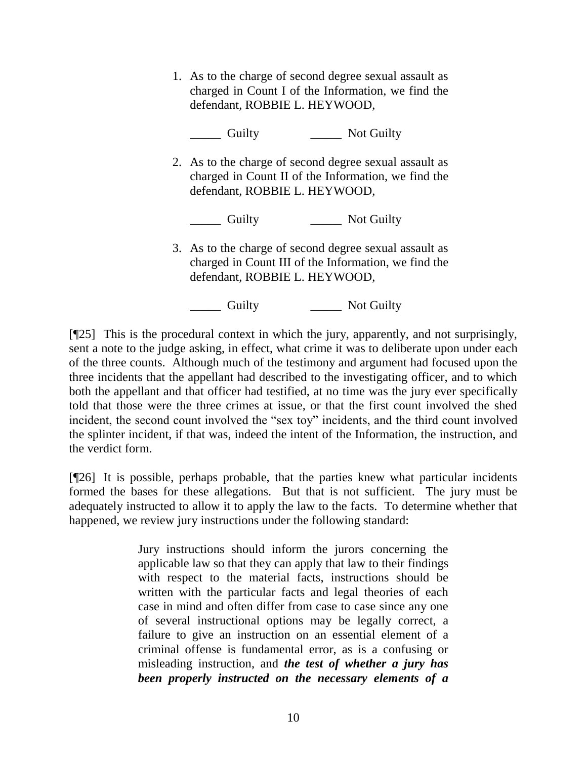1. As to the charge of second degree sexual assault as charged in Count I of the Information, we find the defendant, ROBBIE L. HEYWOOD,

   _____ Guilty _____ Not Guilty

2. As to the charge of second degree sexual assault as charged in Count II of the Information, we find the defendant, ROBBIE L. HEYWOOD,

   _____ Guilty _____ Not Guilty

3. As to the charge of second degree sexual assault as charged in Count III of the Information, we find the defendant, ROBBIE L. HEYWOOD,

   _____ Guilty _____ Not Guilty

[¶25] This is the procedural context in which the jury, apparently, and not surprisingly, sent a note to the judge asking, in effect, what crime it was to deliberate upon under each of the three counts. Although much of the testimony and argument had focused upon the three incidents that the appellant had described to the investigating officer, and to which both the appellant and that officer had testified, at no time was the jury ever specifically told that those were the three crimes at issue, or that the first count involved the shed incident, the second count involved the "sex toy" incidents, and the third count involved the splinter incident, if that was, indeed the intent of the Information, the instruction, and the verdict form.

[¶26] It is possible, perhaps probable, that the parties knew what particular incidents formed the bases for these allegations. But that is not sufficient. The jury must be adequately instructed to allow it to apply the law to the facts. To determine whether that happened, we review jury instructions under the following standard:

> Jury instructions should inform the jurors concerning the applicable law so that they can apply that law to their findings with respect to the material facts, instructions should be written with the particular facts and legal theories of each case in mind and often differ from case to case since any one of several instructional options may be legally correct, a failure to give an instruction on an essential element of a criminal offense is fundamental error, as is a confusing or misleading instruction, and ***the test of whether a jury has been properly instructed on the necessary elements of a***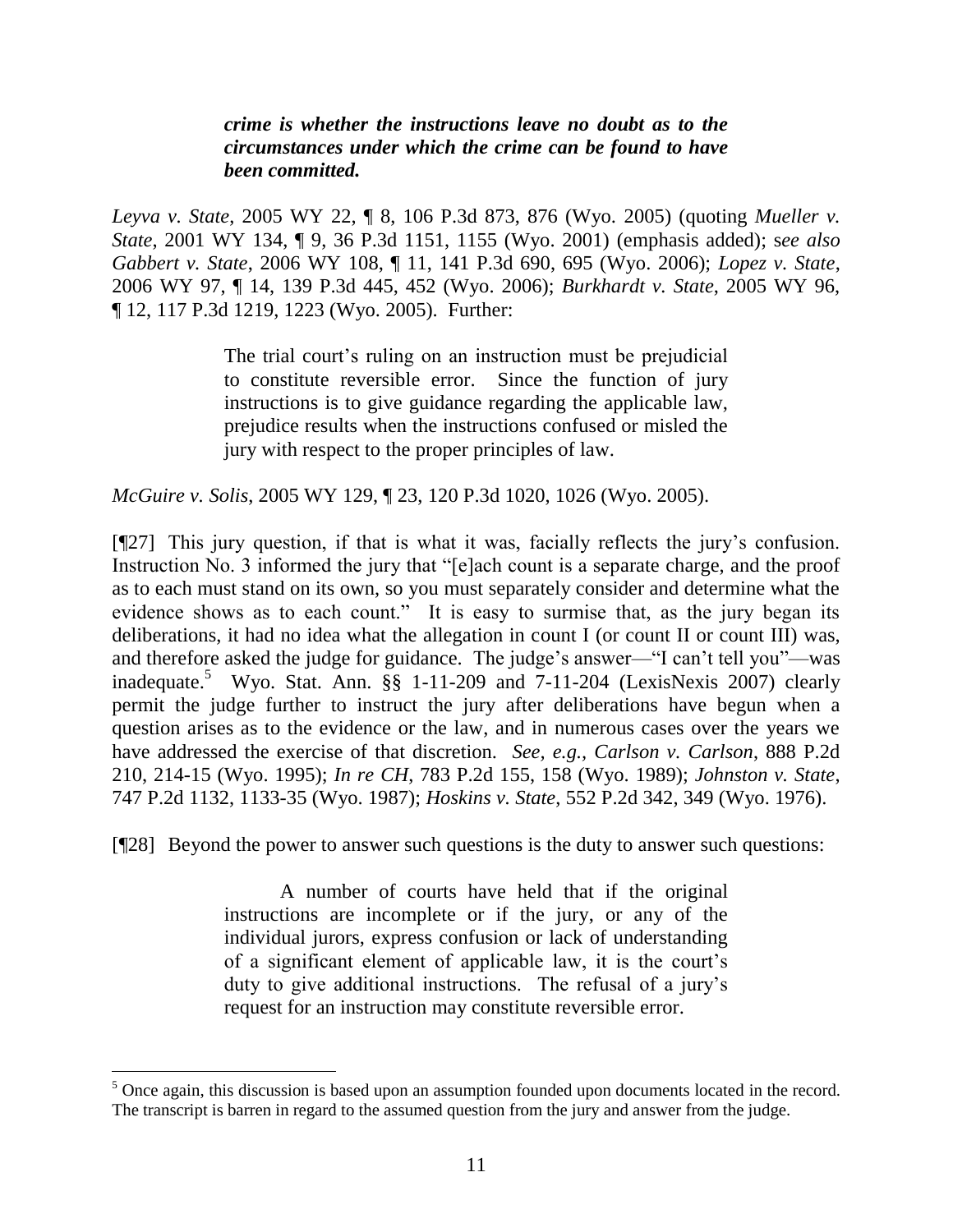> ***crime is whether the instructions leave no doubt as to the circumstances under which the crime can be found to have been committed.***

*Leyva v. State*, 2005 WY 22, ¶ 8, 106 P.3d 873, 876 (Wyo. 2005) (quoting *Mueller v. State*, 2001 WY 134, ¶ 9, 36 P.3d 1151, 1155 (Wyo. 2001) (emphasis added); s*ee also Gabbert v. State*, 2006 WY 108, ¶ 11, 141 P.3d 690, 695 (Wyo. 2006); *Lopez v. State*, 2006 WY 97, ¶ 14, 139 P.3d 445, 452 (Wyo. 2006); *Burkhardt v. State*, 2005 WY 96, ¶ 12, 117 P.3d 1219, 1223 (Wyo. 2005). Further:

> The trial court's ruling on an instruction must be prejudicial to constitute reversible error. Since the function of jury instructions is to give guidance regarding the applicable law, prejudice results when the instructions confused or misled the jury with respect to the proper principles of law.

*McGuire v. Solis*, 2005 WY 129, ¶ 23, 120 P.3d 1020, 1026 (Wyo. 2005).

[¶27] This jury question, if that is what it was, facially reflects the jury's confusion. Instruction No. 3 informed the jury that "[e]ach count is a separate charge, and the proof as to each must stand on its own, so you must separately consider and determine what the evidence shows as to each count." It is easy to surmise that, as the jury began its deliberations, it had no idea what the allegation in count I (or count II or count III) was, and therefore asked the judge for guidance. The judge's answer—"I can't tell you"—was inadequate.[5] Wyo. Stat. Ann. §§ 1-11-209 and 7-11-204 (LexisNexis 2007) clearly permit the judge further to instruct the jury after deliberations have begun when a question arises as to the evidence or the law, and in numerous cases over the years we have addressed the exercise of that discretion. *See, e.g., Carlson v. Carlson*, 888 P.2d 210, 214-15 (Wyo. 1995); *In re CH*, 783 P.2d 155, 158 (Wyo. 1989); *Johnston v. State*, 747 P.2d 1132, 1133-35 (Wyo. 1987); *Hoskins v. State*, 552 P.2d 342, 349 (Wyo. 1976).

[¶28] Beyond the power to answer such questions is the duty to answer such questions:

> A number of courts have held that if the original instructions are incomplete or if the jury, or any of the individual jurors, express confusion or lack of understanding of a significant element of applicable law, it is the court's duty to give additional instructions. The refusal of a jury's request for an instruction may constitute reversible error.

---

[5] Once again, this discussion is based upon an assumption founded upon documents located in the record. The transcript is barren in regard to the assumed question from the jury and answer from the judge.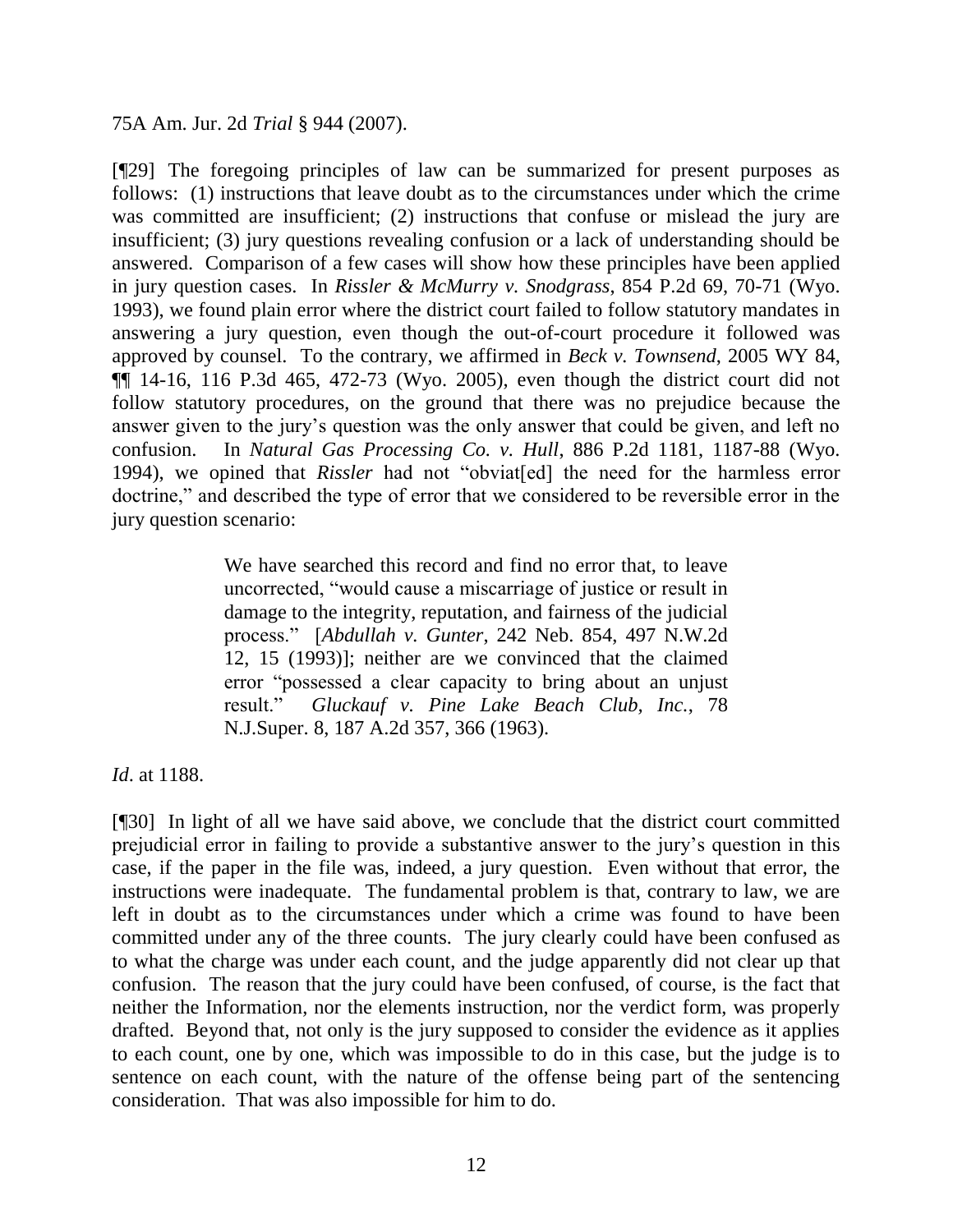75A Am. Jur. 2d *Trial* § 944 (2007).

[¶29] The foregoing principles of law can be summarized for present purposes as follows: (1) instructions that leave doubt as to the circumstances under which the crime was committed are insufficient; (2) instructions that confuse or mislead the jury are insufficient; (3) jury questions revealing confusion or a lack of understanding should be answered. Comparison of a few cases will show how these principles have been applied in jury question cases. In *Rissler & McMurry v. Snodgrass*, 854 P.2d 69, 70-71 (Wyo. 1993), we found plain error where the district court failed to follow statutory mandates in answering a jury question, even though the out-of-court procedure it followed was approved by counsel. To the contrary, we affirmed in *Beck v. Townsend*, 2005 WY 84, ¶¶ 14-16, 116 P.3d 465, 472-73 (Wyo. 2005), even though the district court did not follow statutory procedures, on the ground that there was no prejudice because the answer given to the jury's question was the only answer that could be given, and left no confusion. In *Natural Gas Processing Co. v. Hull*, 886 P.2d 1181, 1187-88 (Wyo. 1994), we opined that *Rissler* had not "obviat[ed] the need for the harmless error doctrine," and described the type of error that we considered to be reversible error in the jury question scenario:

> We have searched this record and find no error that, to leave uncorrected, "would cause a miscarriage of justice or result in damage to the integrity, reputation, and fairness of the judicial process." [*Abdullah v. Gunter*, 242 Neb. 854, 497 N.W.2d 12, 15 (1993)]; neither are we convinced that the claimed error "possessed a clear capacity to bring about an unjust result." *Gluckauf v. Pine Lake Beach Club, Inc.*, 78 N.J.Super. 8, 187 A.2d 357, 366 (1963).

*Id*. at 1188.

[¶30] In light of all we have said above, we conclude that the district court committed prejudicial error in failing to provide a substantive answer to the jury's question in this case, if the paper in the file was, indeed, a jury question. Even without that error, the instructions were inadequate. The fundamental problem is that, contrary to law, we are left in doubt as to the circumstances under which a crime was found to have been committed under any of the three counts. The jury clearly could have been confused as to what the charge was under each count, and the judge apparently did not clear up that confusion. The reason that the jury could have been confused, of course, is the fact that neither the Information, nor the elements instruction, nor the verdict form, was properly drafted. Beyond that, not only is the jury supposed to consider the evidence as it applies to each count, one by one, which was impossible to do in this case, but the judge is to sentence on each count, with the nature of the offense being part of the sentencing consideration. That was also impossible for him to do.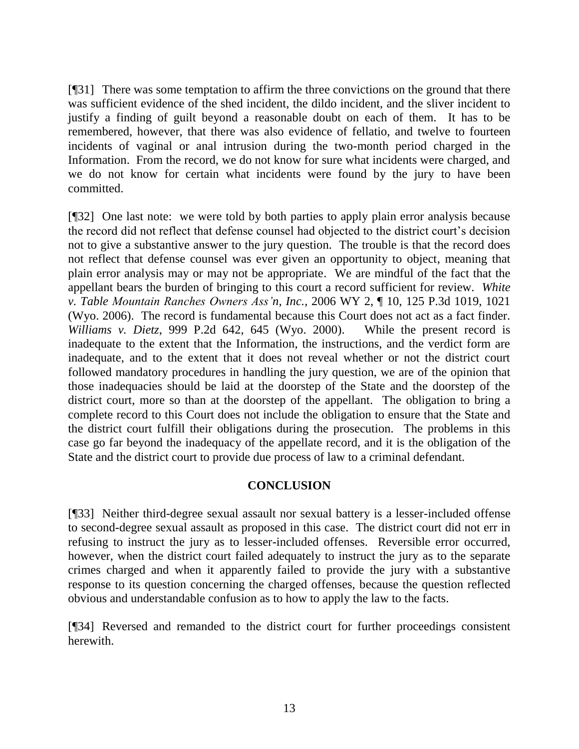[¶31] There was some temptation to affirm the three convictions on the ground that there was sufficient evidence of the shed incident, the dildo incident, and the sliver incident to justify a finding of guilt beyond a reasonable doubt on each of them. It has to be remembered, however, that there was also evidence of fellatio, and twelve to fourteen incidents of vaginal or anal intrusion during the two-month period charged in the Information. From the record, we do not know for sure what incidents were charged, and we do not know for certain what incidents were found by the jury to have been committed.

[¶32] One last note: we were told by both parties to apply plain error analysis because the record did not reflect that defense counsel had objected to the district court's decision not to give a substantive answer to the jury question. The trouble is that the record does not reflect that defense counsel was ever given an opportunity to object, meaning that plain error analysis may or may not be appropriate. We are mindful of the fact that the appellant bears the burden of bringing to this court a record sufficient for review. *White v. Table Mountain Ranches Owners Ass'n, Inc.*, 2006 WY 2, ¶ 10, 125 P.3d 1019, 1021 (Wyo. 2006). The record is fundamental because this Court does not act as a fact finder. *Williams v. Dietz*, 999 P.2d 642, 645 (Wyo. 2000). While the present record is inadequate to the extent that the Information, the instructions, and the verdict form are inadequate, and to the extent that it does not reveal whether or not the district court followed mandatory procedures in handling the jury question, we are of the opinion that those inadequacies should be laid at the doorstep of the State and the doorstep of the district court, more so than at the doorstep of the appellant. The obligation to bring a complete record to this Court does not include the obligation to ensure that the State and the district court fulfill their obligations during the prosecution. The problems in this case go far beyond the inadequacy of the appellate record, and it is the obligation of the State and the district court to provide due process of law to a criminal defendant.

## CONCLUSION

[¶33] Neither third-degree sexual assault nor sexual battery is a lesser-included offense to second-degree sexual assault as proposed in this case. The district court did not err in refusing to instruct the jury as to lesser-included offenses. Reversible error occurred, however, when the district court failed adequately to instruct the jury as to the separate crimes charged and when it apparently failed to provide the jury with a substantive response to its question concerning the charged offenses, because the question reflected obvious and understandable confusion as to how to apply the law to the facts.

[¶34] Reversed and remanded to the district court for further proceedings consistent herewith.